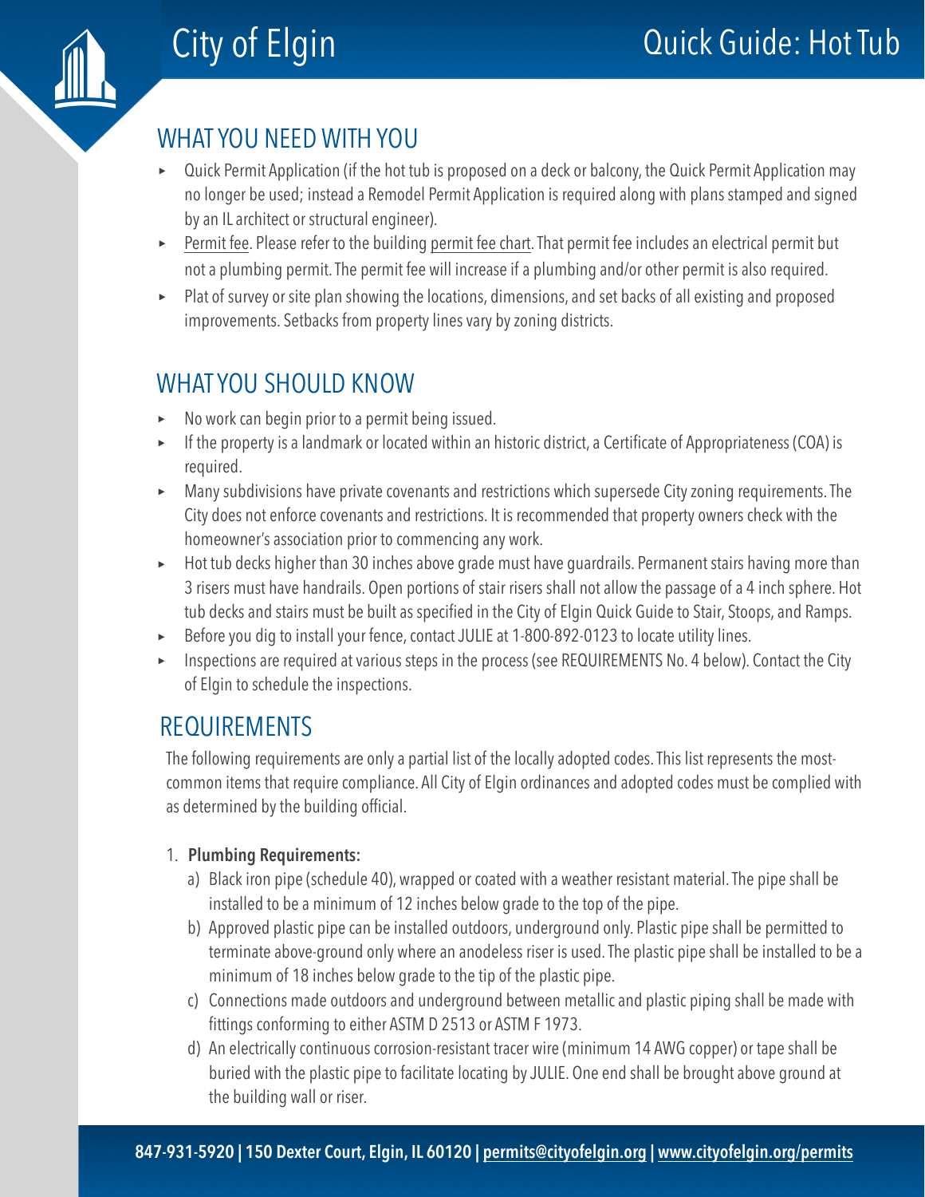# City of Elgin

# Quick Guide: Hot Tub

## WHAT YOU NEED WITH YOU

- Quick Permit Application (if the hot tub is proposed on a deck or balcony, the Quick Permit Application may no longer be used; instead a Remodel Permit Application is required along with plans stamped and signed by an IL architect or structural engineer).
- Permit fee. Please refer to the building permit fee chart. That permit fee includes an electrical permit but not a plumbing permit. The permit fee will increase if a plumbing and/or other permit is also required.
- Plat of survey or site plan showing the locations, dimensions, and set backs of all existing and proposed improvements. Setbacks from property lines vary by zoning districts.

## WHAT YOU SHOULD KNOW

- No work can begin prior to a permit being issued.
- If the property is a landmark or located within an historic district, a Certificate of Appropriateness (COA) is required.
- Many subdivisions have private covenants and restrictions which supersede City zoning requirements. The City does not enforce covenants and restrictions. It is recommended that property owners check with the homeowner's association prior to commencing any work.
- Hot tub decks higher than 30 inches above grade must have guardrails. Permanent stairs having more than 3 risers must have handrails. Open portions of stair risers shall not allow the passage of a 4 inch sphere. Hot tub decks and stairs must be built as specified in the City of Elgin Quick Guide to Stair, Stoops, and Ramps.
- Before you dig to install your fence, contact JULIE at 1-800-892-0123 to locate utility lines.
- Inspections are required at various steps in the process (see REQUIREMENTS No. 4 below). Contact the City of Elgin to schedule the inspections.

## REQUIREMENTS

The following requirements are only a partial list of the locally adopted codes. This list represents the most-common items that require compliance. All City of Elgin ordinances and adopted codes must be complied with as determined by the building official.

1. **Plumbing Requirements:**
   a) Black iron pipe (schedule 40), wrapped or coated with a weather resistant material. The pipe shall be installed to be a minimum of 12 inches below grade to the top of the pipe.
   b) Approved plastic pipe can be installed outdoors, underground only. Plastic pipe shall be permitted to terminate above-ground only where an anodeless riser is used. The plastic pipe shall be installed to be a minimum of 18 inches below grade to the tip of the plastic pipe.
   c) Connections made outdoors and underground between metallic and plastic piping shall be made with fittings conforming to either ASTM D 2513 or ASTM F 1973.
   d) An electrically continuous corrosion-resistant tracer wire (minimum 14 AWG copper) or tape shall be buried with the plastic pipe to facilitate locating by JULIE. One end shall be brought above ground at the building wall or riser.

**847-931-5920 | 150 Dexter Court, Elgin, IL 60120 | permits@cityofelgin.org | www.cityofelgin.org/permits**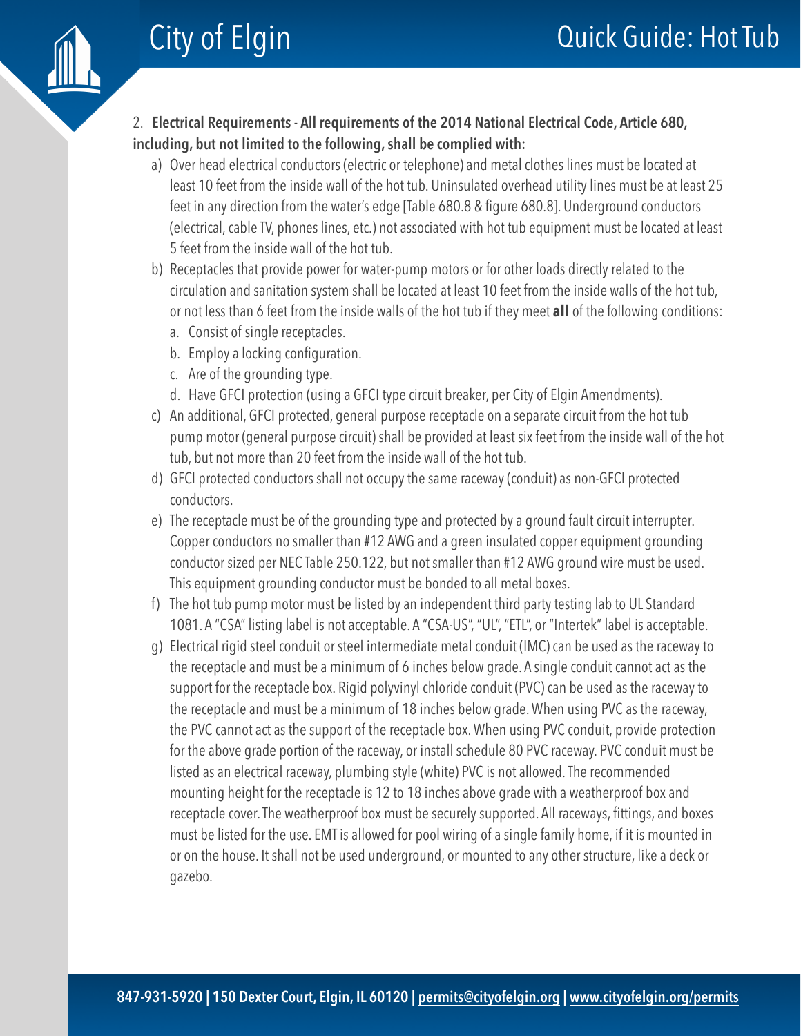2. **Electrical Requirements - All requirements of the 2014 National Electrical Code, Article 680, including, but not limited to the following, shall be complied with:**

   a) Over head electrical conductors (electric or telephone) and metal clothes lines must be located at least 10 feet from the inside wall of the hot tub. Uninsulated overhead utility lines must be at least 25 feet in any direction from the water's edge [Table 680.8 & figure 680.8]. Underground conductors (electrical, cable TV, phones lines, etc.) not associated with hot tub equipment must be located at least 5 feet from the inside wall of the hot tub.

   b) Receptacles that provide power for water-pump motors or for other loads directly related to the circulation and sanitation system shall be located at least 10 feet from the inside walls of the hot tub, or not less than 6 feet from the inside walls of the hot tub if they meet **all** of the following conditions:
      a. Consist of single receptacles.
      b. Employ a locking configuration.
      c. Are of the grounding type.
      d. Have GFCI protection (using a GFCI type circuit breaker, per City of Elgin Amendments).

   c) An additional, GFCI protected, general purpose receptacle on a separate circuit from the hot tub pump motor (general purpose circuit) shall be provided at least six feet from the inside wall of the hot tub, but not more than 20 feet from the inside wall of the hot tub.

   d) GFCI protected conductors shall not occupy the same raceway (conduit) as non-GFCI protected conductors.

   e) The receptacle must be of the grounding type and protected by a ground fault circuit interrupter. Copper conductors no smaller than #12 AWG and a green insulated copper equipment grounding conductor sized per NEC Table 250.122, but not smaller than #12 AWG ground wire must be used. This equipment grounding conductor must be bonded to all metal boxes.

   f) The hot tub pump motor must be listed by an independent third party testing lab to UL Standard 1081. A "CSA" listing label is not acceptable. A "CSA-US", "UL", "ETL", or "Intertek" label is acceptable.

   g) Electrical rigid steel conduit or steel intermediate metal conduit (IMC) can be used as the raceway to the receptacle and must be a minimum of 6 inches below grade. A single conduit cannot act as the support for the receptacle box. Rigid polyvinyl chloride conduit (PVC) can be used as the raceway to the receptacle and must be a minimum of 18 inches below grade. When using PVC as the raceway, the PVC cannot act as the support of the receptacle box. When using PVC conduit, provide protection for the above grade portion of the raceway, or install schedule 80 PVC raceway. PVC conduit must be listed as an electrical raceway, plumbing style (white) PVC is not allowed. The recommended mounting height for the receptacle is 12 to 18 inches above grade with a weatherproof box and receptacle cover. The weatherproof box must be securely supported. All raceways, fittings, and boxes must be listed for the use. EMT is allowed for pool wiring of a single family home, if it is mounted in or on the house. It shall not be used underground, or mounted to any other structure, like a deck or gazebo.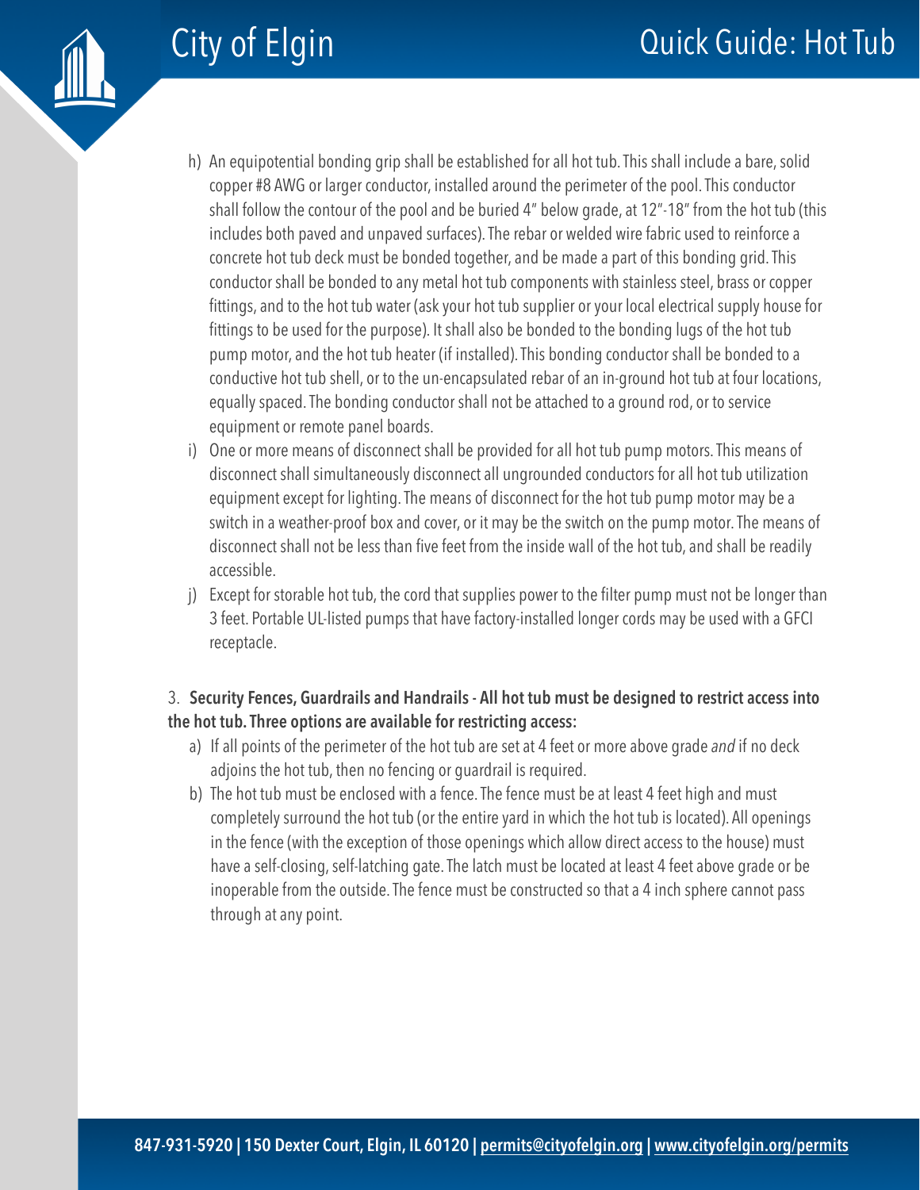h) An equipotential bonding grip shall be established for all hot tub. This shall include a bare, solid copper #8 AWG or larger conductor, installed around the perimeter of the pool. This conductor shall follow the contour of the pool and be buried 4" below grade, at 12"-18" from the hot tub (this includes both paved and unpaved surfaces). The rebar or welded wire fabric used to reinforce a concrete hot tub deck must be bonded together, and be made a part of this bonding grid. This conductor shall be bonded to any metal hot tub components with stainless steel, brass or copper fittings, and to the hot tub water (ask your hot tub supplier or your local electrical supply house for fittings to be used for the purpose). It shall also be bonded to the bonding lugs of the hot tub pump motor, and the hot tub heater (if installed). This bonding conductor shall be bonded to a conductive hot tub shell, or to the un-encapsulated rebar of an in-ground hot tub at four locations, equally spaced. The bonding conductor shall not be attached to a ground rod, or to service equipment or remote panel boards.

i) One or more means of disconnect shall be provided for all hot tub pump motors. This means of disconnect shall simultaneously disconnect all ungrounded conductors for all hot tub utilization equipment except for lighting. The means of disconnect for the hot tub pump motor may be a switch in a weather-proof box and cover, or it may be the switch on the pump motor. The means of disconnect shall not be less than five feet from the inside wall of the hot tub, and shall be readily accessible.

j) Except for storable hot tub, the cord that supplies power to the filter pump must not be longer than 3 feet. Portable UL-listed pumps that have factory-installed longer cords may be used with a GFCI receptacle.

3. **Security Fences, Guardrails and Handrails - All hot tub must be designed to restrict access into the hot tub. Three options are available for restricting access:**

a) If all points of the perimeter of the hot tub are set at 4 feet or more above grade *and* if no deck adjoins the hot tub, then no fencing or guardrail is required.

b) The hot tub must be enclosed with a fence. The fence must be at least 4 feet high and must completely surround the hot tub (or the entire yard in which the hot tub is located). All openings in the fence (with the exception of those openings which allow direct access to the house) must have a self-closing, self-latching gate. The latch must be located at least 4 feet above grade or be inoperable from the outside. The fence must be constructed so that a 4 inch sphere cannot pass through at any point.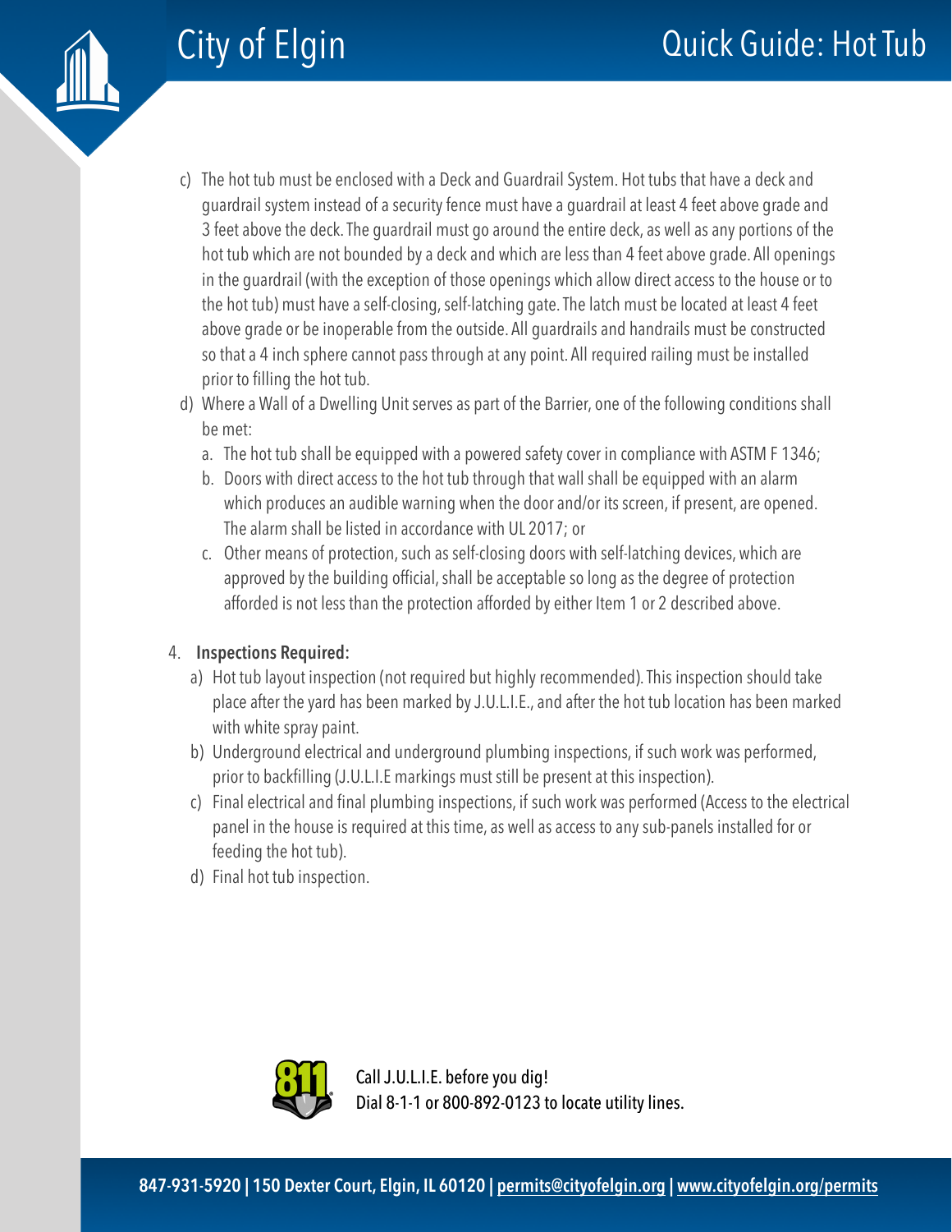c) The hot tub must be enclosed with a Deck and Guardrail System. Hot tubs that have a deck and guardrail system instead of a security fence must have a guardrail at least 4 feet above grade and 3 feet above the deck. The guardrail must go around the entire deck, as well as any portions of the hot tub which are not bounded by a deck and which are less than 4 feet above grade. All openings in the guardrail (with the exception of those openings which allow direct access to the house or to the hot tub) must have a self-closing, self-latching gate. The latch must be located at least 4 feet above grade or be inoperable from the outside. All guardrails and handrails must be constructed so that a 4 inch sphere cannot pass through at any point. All required railing must be installed prior to filling the hot tub.

d) Where a Wall of a Dwelling Unit serves as part of the Barrier, one of the following conditions shall be met:
   a. The hot tub shall be equipped with a powered safety cover in compliance with ASTM F 1346;
   b. Doors with direct access to the hot tub through that wall shall be equipped with an alarm which produces an audible warning when the door and/or its screen, if present, are opened. The alarm shall be listed in accordance with UL 2017; or
   c. Other means of protection, such as self-closing doors with self-latching devices, which are approved by the building official, shall be acceptable so long as the degree of protection afforded is not less than the protection afforded by either Item 1 or 2 described above.

4. **Inspections Required:**
   a) Hot tub layout inspection (not required but highly recommended). This inspection should take place after the yard has been marked by J.U.L.I.E., and after the hot tub location has been marked with white spray paint.
   b) Underground electrical and underground plumbing inspections, if such work was performed, prior to backfilling (J.U.L.I.E markings must still be present at this inspection).
   c) Final electrical and final plumbing inspections, if such work was performed (Access to the electrical panel in the house is required at this time, as well as access to any sub-panels installed for or feeding the hot tub).
   d) Final hot tub inspection.

Call J.U.L.I.E. before you dig!
Dial 8-1-1 or 800-892-0123 to locate utility lines.